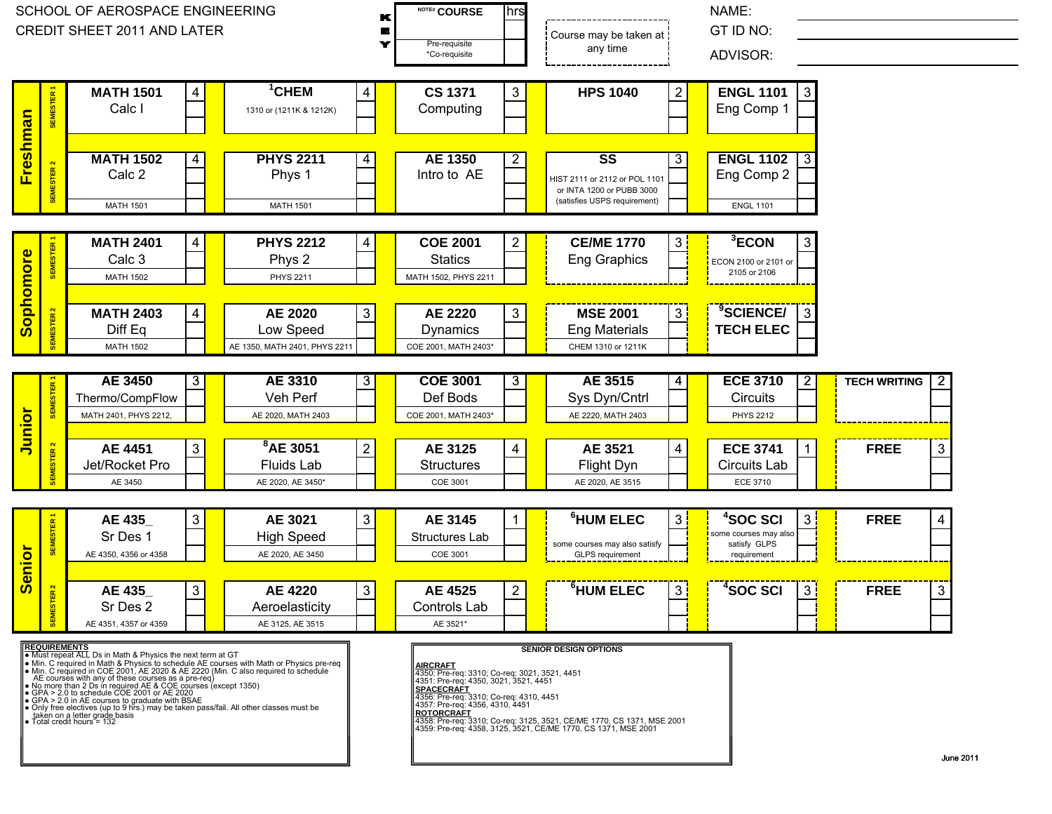SCHOOL OF AEROSPACE ENGINEERING
CREDIT SHEET 2011 AND LATER

**KEY:** NOTE# COURSE | hrs | Pre-requisite / *Co-requisite

Course may be taken at any time

NAME:
GT ID NO:
ADVISOR:

## Freshman

| Semester | Course | hrs | Course | hrs | Course | hrs | Course | hrs | Course | hrs |
|---|---|---|---|---|---|---|---|---|---|---|
| SEMESTER 1 | **MATH 1501** Calc I | 4 | [1] **CHEM** 1310 or (1211K & 1212K) | 4 | **CS 1371** Computing | 3 | **HPS 1040** | 2 | **ENGL 1101** Eng Comp 1 | 3 |
| SEMESTER 2 | **MATH 1502** Calc 2 (MATH 1501) | 4 | **PHYS 2211** Phys 1 (MATH 1501) | 4 | **AE 1350** Intro to AE | 2 | **SS** HIST 2111 or 2112 or POL 1101 or INTA 1200 or PUBB 3000 (satisfies USPS requirement) | 3 | **ENGL 1102** Eng Comp 2 (ENGL 1101) | 3 |

## Sophomore

| Semester | Course | hrs | Course | hrs | Course | hrs | Course | hrs | Course | hrs |
|---|---|---|---|---|---|---|---|---|---|---|
| SEMESTER 1 | **MATH 2401** Calc 3 (MATH 1502) | 4 | **PHYS 2212** Phys 2 (PHYS 2211) | 4 | **COE 2001** Statics (MATH 1502, PHYS 2211) | 2 | **CE/ME 1770** Eng Graphics | 3 | [3] **ECON** ECON 2100 or 2101 or 2105 or 2106 | 3 |
| SEMESTER 2 | **MATH 2403** Diff Eq (MATH 1502) | 4 | **AE 2020** Low Speed (AE 1350, MATH 2401, PHYS 2211) | 3 | **AE 2220** Dynamics (COE 2001, MATH 2403*) | 3 | **MSE 2001** Eng Materials (CHEM 1310 or 1211K) | 3 | [9] **SCIENCE/ TECH ELEC** | 3 |

## Junior

| Semester | Course | hrs | Course | hrs | Course | hrs | Course | hrs | Course | hrs | Course | hrs |
|---|---|---|---|---|---|---|---|---|---|---|---|---|
| SEMESTER 1 | **AE 3450** Thermo/CompFlow (MATH 2401, PHYS 2212,) | 3 | **AE 3310** Veh Perf (AE 2020, MATH 2403) | 3 | **COE 3001** Def Bods (COE 2001, MATH 2403*) | 3 | **AE 3515** Sys Dyn/Cntrl (AE 2220, MATH 2403) | 4 | **ECE 3710** Circuits (PHYS 2212) | 2 | **TECH WRITING** | 2 |
| SEMESTER 2 | **AE 4451** Jet/Rocket Pro (AE 3450) | 3 | [8] **AE 3051** Fluids Lab (AE 2020, AE 3450*) | 2 | **AE 3125** Structures (COE 3001) | 4 | **AE 3521** Flight Dyn (AE 2020, AE 3515) | 4 | **ECE 3741** Circuits Lab (ECE 3710) | 1 | **FREE** | 3 |

## Senior

| Semester | Course | hrs | Course | hrs | Course | hrs | Course | hrs | Course | hrs | Course | hrs |
|---|---|---|---|---|---|---|---|---|---|---|---|---|
| SEMESTER 1 | **AE 435_** Sr Des 1 (AE 4350, 4356 or 4358) | 3 | **AE 3021** High Speed (AE 2020, AE 3450) | 3 | **AE 3145** Structures Lab (COE 3001) | 1 | [6] **HUM ELEC** some courses may also satisfy GLPS requirement | 3 | [4] **SOC SCI** some courses may also satisfy GLPS requirement | 3 | **FREE** | 4 |
| SEMESTER 2 | **AE 435_** Sr Des 2 (AE 4351, 4357 or 4359) | 3 | **AE 4220** Aeroelasticity (AE 3125, AE 3515) | 3 | **AE 4525** Controls Lab (AE 3521*) | 2 | [6] **HUM ELEC** | 3 | [4] **SOC SCI** | 3 | **FREE** | 3 |

**REQUIREMENTS**

- Must repeat ALL Ds in Math & Physics the next term at GT
- Min. C required in Math & Physics to schedule AE courses with Math or Physics pre-req
- Min. C required in COE 2001, AE 2020 & AE 2220 (Min. C also required to schedule AE courses with any of these courses as a pre-req)
- No more than 2 Ds in required AE & COE courses (except 1350)
- GPA > 2.0 to schedule COE 2001 or AE 2020
- GPA > 2.0 in AE courses to graduate with BSAE
- Only free electives (up to 9 hrs.) may be taken pass/fail. All other classes must be taken on a letter grade basis
- Total credit hours = 132

**SENIOR DESIGN OPTIONS**

**AIRCRAFT**
4350: Pre-req: 3310; Co-req: 3021, 3521, 4451
4351: Pre-req: 4350, 3021, 3521, 4451

**SPACECRAFT**
4356: Pre-req: 3310; Co-req: 4310, 4451
4357: Pre-req: 4356, 4310, 4451

**ROTORCRAFT**
4358: Pre-req: 3310; Co-req: 3125, 3521, CE/ME 1770, CS 1371, MSE 2001
4359: Pre-req: 4358, 3125, 3521, CE/ME 1770, CS 1371, MSE 2001

June 2011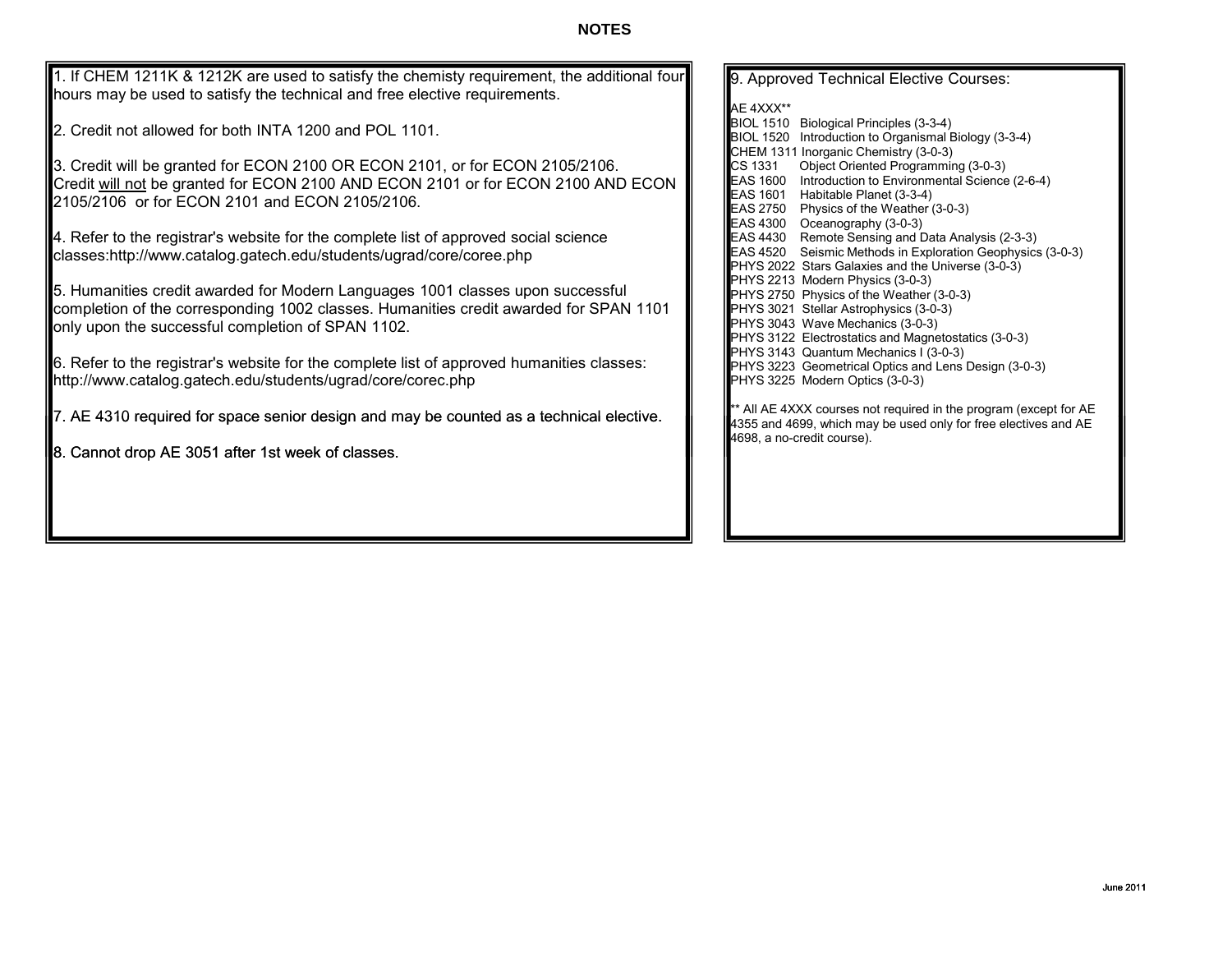# NOTES

1. If CHEM 1211K & 1212K are used to satisfy the chemisty requirement, the additional four hours may be used to satisfy the technical and free elective requirements.

2. Credit not allowed for both INTA 1200 and POL 1101.

3. Credit will be granted for ECON 2100 OR ECON 2101, or for ECON 2105/2106. Credit will not be granted for ECON 2100 AND ECON 2101 or for ECON 2100 AND ECON 2105/2106 or for ECON 2101 and ECON 2105/2106.

4. Refer to the registrar's website for the complete list of approved social science classes:http://www.catalog.gatech.edu/students/ugrad/core/coree.php

5. Humanities credit awarded for Modern Languages 1001 classes upon successful completion of the corresponding 1002 classes. Humanities credit awarded for SPAN 1101 only upon the successful completion of SPAN 1102.

6. Refer to the registrar's website for the complete list of approved humanities classes: http://www.catalog.gatech.edu/students/ugrad/core/corec.php

7. AE 4310 required for space senior design and may be counted as a technical elective.

8. Cannot drop AE 3051 after 1st week of classes.

9. Approved Technical Elective Courses:

AE 4XXX**
BIOL 1510 Biological Principles (3-3-4)
BIOL 1520 Introduction to Organismal Biology (3-3-4)
CHEM 1311 Inorganic Chemistry (3-0-3)
CS 1331 Object Oriented Programming (3-0-3)
EAS 1600 Introduction to Environmental Science (2-6-4)
EAS 1601 Habitable Planet (3-3-4)
EAS 2750 Physics of the Weather (3-0-3)
EAS 4300 Oceanography (3-0-3)
EAS 4430 Remote Sensing and Data Analysis (2-3-3)
EAS 4520 Seismic Methods in Exploration Geophysics (3-0-3)
PHYS 2022 Stars Galaxies and the Universe (3-0-3)
PHYS 2213 Modern Physics (3-0-3)
PHYS 2750 Physics of the Weather (3-0-3)
PHYS 3021 Stellar Astrophysics (3-0-3)
PHYS 3043 Wave Mechanics (3-0-3)
PHYS 3122 Electrostatics and Magnetostatics (3-0-3)
PHYS 3143 Quantum Mechanics I (3-0-3)
PHYS 3223 Geometrical Optics and Lens Design (3-0-3)
PHYS 3225 Modern Optics (3-0-3)

** All AE 4XXX courses not required in the program (except for AE 4355 and 4699, which may be used only for free electives and AE 4698, a no-credit course).

June 2011